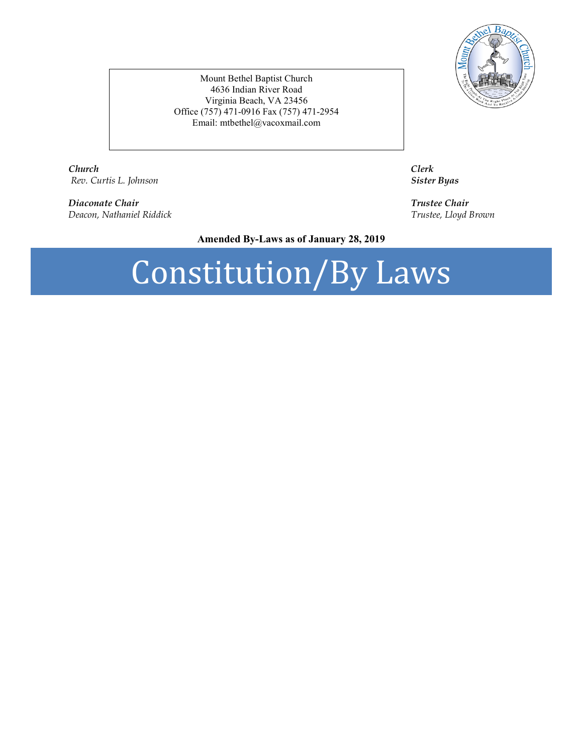Mount Bethel Baptist Church
4636 Indian River Road
Virginia Beach, VA 23456
Office (757) 471-0916 Fax (757) 471-2954
Email: mtbethel@vacoxmail.com

***Church***
*Rev. Curtis L. Johnson*

***Clerk***
***Sister Byas***

***Diaconate Chair***
*Deacon, Nathaniel Riddick*

***Trustee Chair***
*Trustee, Lloyd Brown*

**Amended By-Laws as of January 28, 2019**

# Constitution/By Laws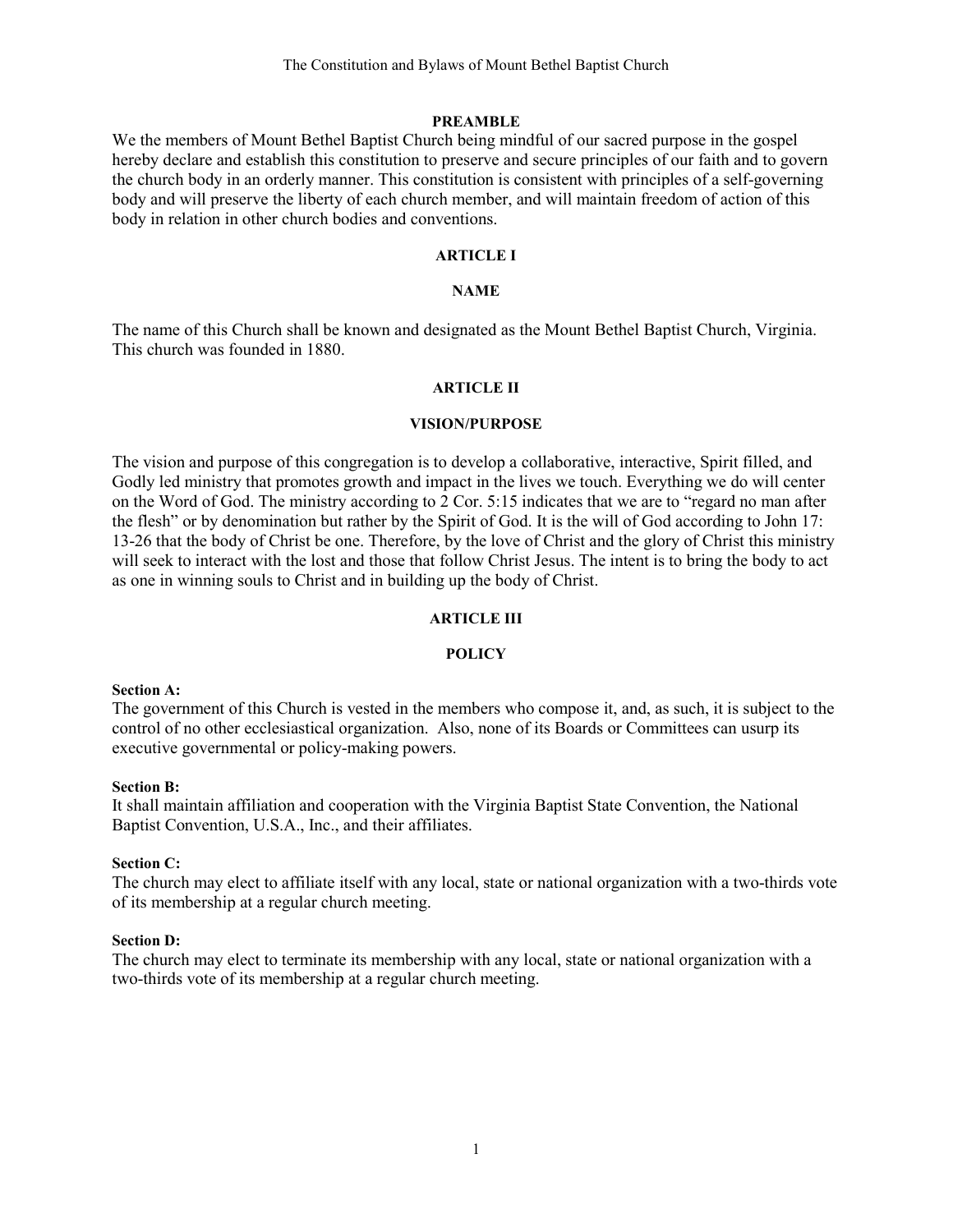## PREAMBLE

We the members of Mount Bethel Baptist Church being mindful of our sacred purpose in the gospel hereby declare and establish this constitution to preserve and secure principles of our faith and to govern the church body in an orderly manner. This constitution is consistent with principles of a self-governing body and will preserve the liberty of each church member, and will maintain freedom of action of this body in relation in other church bodies and conventions.

## ARTICLE I

### NAME

The name of this Church shall be known and designated as the Mount Bethel Baptist Church, Virginia. This church was founded in 1880.

## ARTICLE II

### VISION/PURPOSE

The vision and purpose of this congregation is to develop a collaborative, interactive, Spirit filled, and Godly led ministry that promotes growth and impact in the lives we touch. Everything we do will center on the Word of God. The ministry according to 2 Cor. 5:15 indicates that we are to "regard no man after the flesh" or by denomination but rather by the Spirit of God. It is the will of God according to John 17: 13-26 that the body of Christ be one. Therefore, by the love of Christ and the glory of Christ this ministry will seek to interact with the lost and those that follow Christ Jesus. The intent is to bring the body to act as one in winning souls to Christ and in building up the body of Christ.

## ARTICLE III

### POLICY

**Section A:**
The government of this Church is vested in the members who compose it, and, as such, it is subject to the control of no other ecclesiastical organization. Also, none of its Boards or Committees can usurp its executive governmental or policy-making powers.

**Section B:**
It shall maintain affiliation and cooperation with the Virginia Baptist State Convention, the National Baptist Convention, U.S.A., Inc., and their affiliates.

**Section C:**
The church may elect to affiliate itself with any local, state or national organization with a two-thirds vote of its membership at a regular church meeting.

**Section D:**
The church may elect to terminate its membership with any local, state or national organization with a two-thirds vote of its membership at a regular church meeting.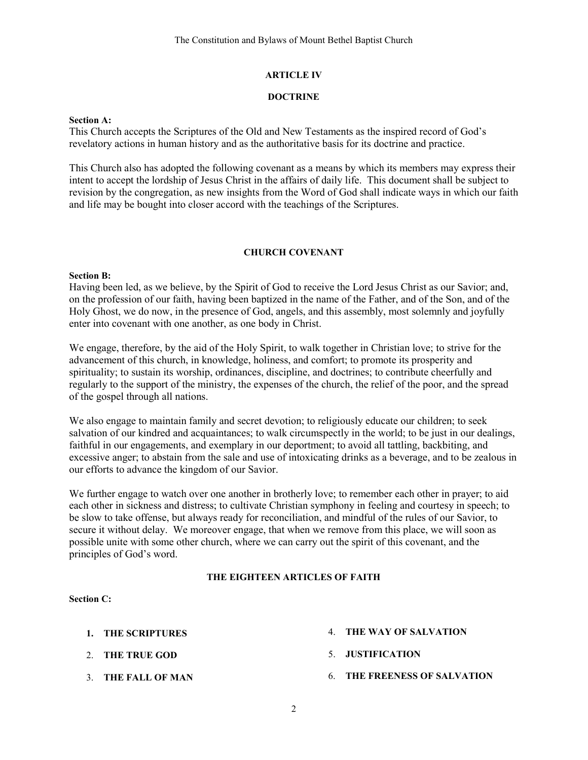## ARTICLE IV

## DOCTRINE

**Section A:**
This Church accepts the Scriptures of the Old and New Testaments as the inspired record of God's revelatory actions in human history and as the authoritative basis for its doctrine and practice.

This Church also has adopted the following covenant as a means by which its members may express their intent to accept the lordship of Jesus Christ in the affairs of daily life. This document shall be subject to revision by the congregation, as new insights from the Word of God shall indicate ways in which our faith and life may be bought into closer accord with the teachings of the Scriptures.

### CHURCH COVENANT

**Section B:**
Having been led, as we believe, by the Spirit of God to receive the Lord Jesus Christ as our Savior; and, on the profession of our faith, having been baptized in the name of the Father, and of the Son, and of the Holy Ghost, we do now, in the presence of God, angels, and this assembly, most solemnly and joyfully enter into covenant with one another, as one body in Christ.

We engage, therefore, by the aid of the Holy Spirit, to walk together in Christian love; to strive for the advancement of this church, in knowledge, holiness, and comfort; to promote its prosperity and spirituality; to sustain its worship, ordinances, discipline, and doctrines; to contribute cheerfully and regularly to the support of the ministry, the expenses of the church, the relief of the poor, and the spread of the gospel through all nations.

We also engage to maintain family and secret devotion; to religiously educate our children; to seek salvation of our kindred and acquaintances; to walk circumspectly in the world; to be just in our dealings, faithful in our engagements, and exemplary in our deportment; to avoid all tattling, backbiting, and excessive anger; to abstain from the sale and use of intoxicating drinks as a beverage, and to be zealous in our efforts to advance the kingdom of our Savior.

We further engage to watch over one another in brotherly love; to remember each other in prayer; to aid each other in sickness and distress; to cultivate Christian symphony in feeling and courtesy in speech; to be slow to take offense, but always ready for reconciliation, and mindful of the rules of our Savior, to secure it without delay. We moreover engage, that when we remove from this place, we will soon as possible unite with some other church, where we can carry out the spirit of this covenant, and the principles of God's word.

### THE EIGHTEEN ARTICLES OF FAITH

**Section C:**

1. **THE SCRIPTURES**
2. **THE TRUE GOD**
3. **THE FALL OF MAN**
4. **THE WAY OF SALVATION**
5. **JUSTIFICATION**
6. **THE FREENESS OF SALVATION**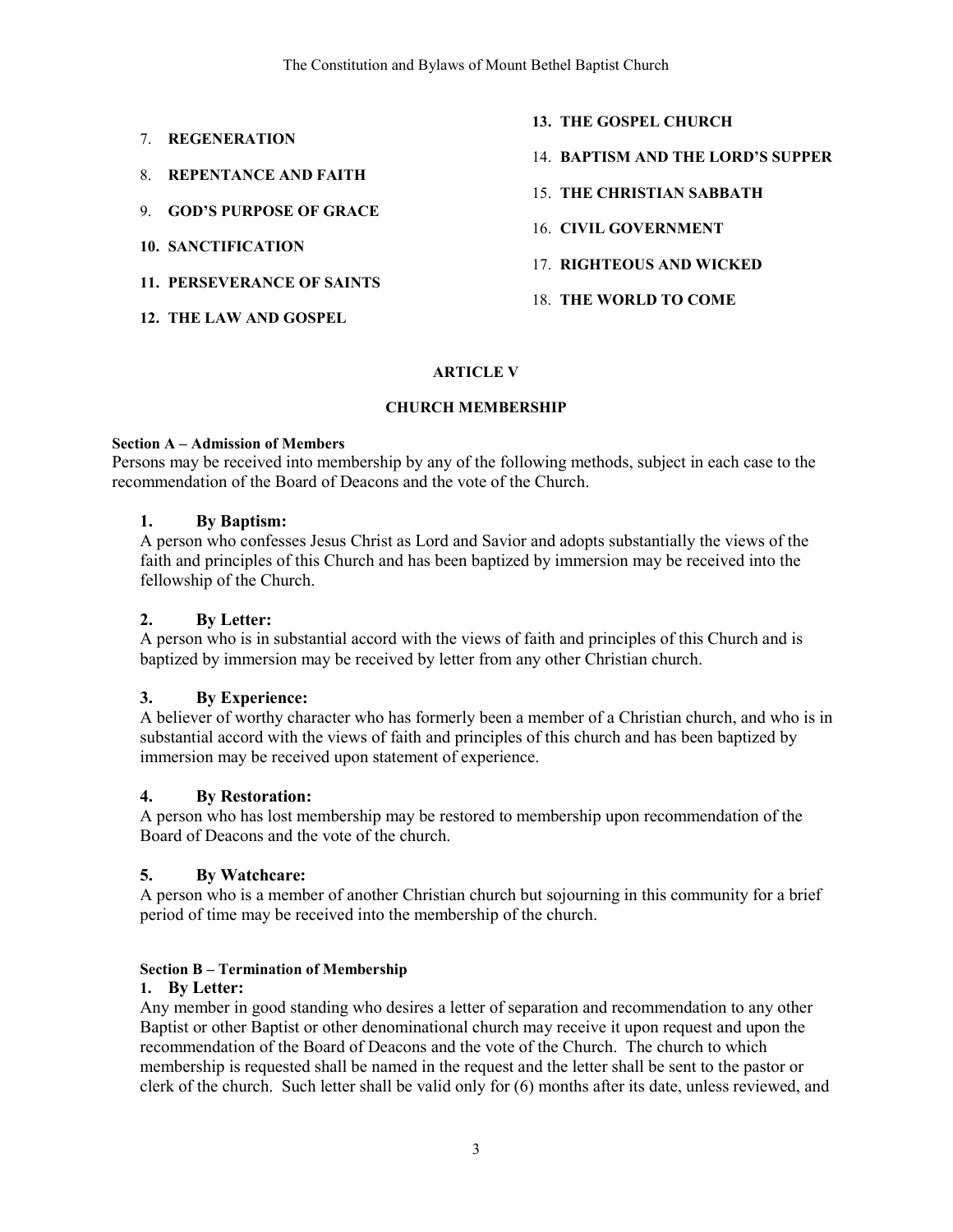7. **REGENERATION**

8. **REPENTANCE AND FAITH**

9. **GOD'S PURPOSE OF GRACE**

10. **SANCTIFICATION**

11. **PERSEVERANCE OF SAINTS**

12. **THE LAW AND GOSPEL**

13. **THE GOSPEL CHURCH**

14. **BAPTISM AND THE LORD'S SUPPER**

15. **THE CHRISTIAN SABBATH**

16. **CIVIL GOVERNMENT**

17. **RIGHTEOUS AND WICKED**

18. **THE WORLD TO COME**

## ARTICLE V

## CHURCH MEMBERSHIP

**Section A – Admission of Members**

Persons may be received into membership by any of the following methods, subject in each case to the recommendation of the Board of Deacons and the vote of the Church.

**1. By Baptism:**

A person who confesses Jesus Christ as Lord and Savior and adopts substantially the views of the faith and principles of this Church and has been baptized by immersion may be received into the fellowship of the Church.

**2. By Letter:**

A person who is in substantial accord with the views of faith and principles of this Church and is baptized by immersion may be received by letter from any other Christian church.

**3. By Experience:**

A believer of worthy character who has formerly been a member of a Christian church, and who is in substantial accord with the views of faith and principles of this church and has been baptized by immersion may be received upon statement of experience.

**4. By Restoration:**

A person who has lost membership may be restored to membership upon recommendation of the Board of Deacons and the vote of the church.

**5. By Watchcare:**

A person who is a member of another Christian church but sojourning in this community for a brief period of time may be received into the membership of the church.

**Section B – Termination of Membership**

**1. By Letter:**

Any member in good standing who desires a letter of separation and recommendation to any other Baptist or other Baptist or other denominational church may receive it upon request and upon the recommendation of the Board of Deacons and the vote of the Church. The church to which membership is requested shall be named in the request and the letter shall be sent to the pastor or clerk of the church. Such letter shall be valid only for (6) months after its date, unless reviewed, and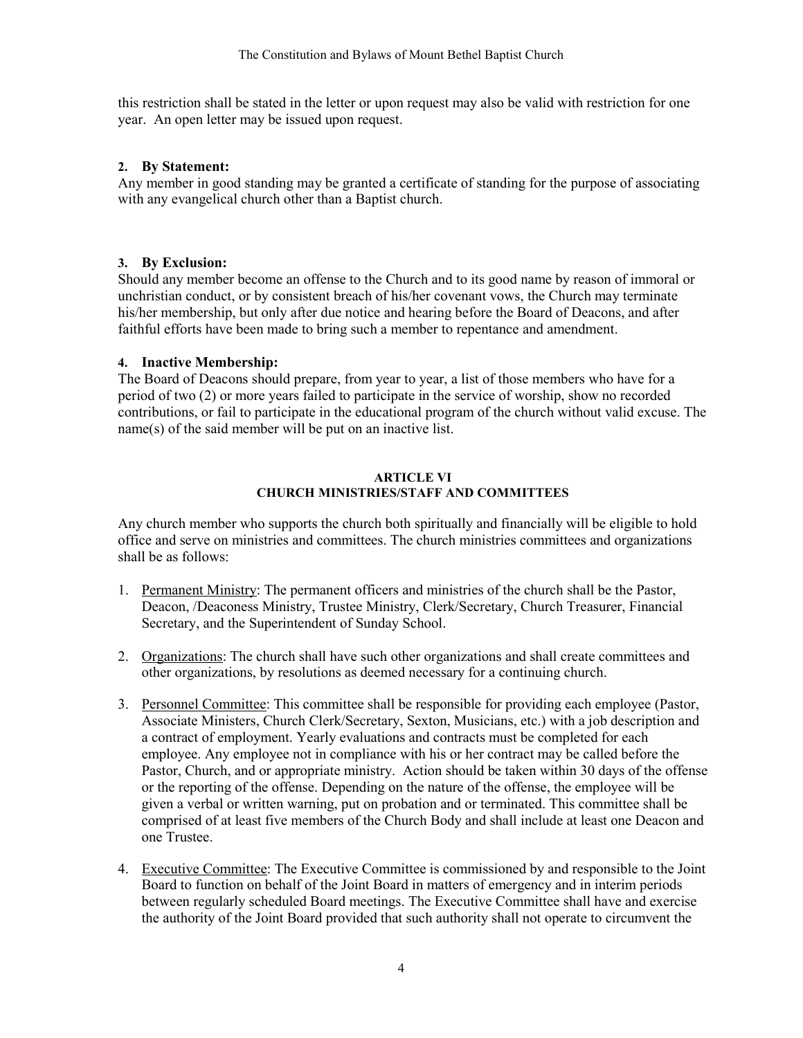this restriction shall be stated in the letter or upon request may also be valid with restriction for one year. An open letter may be issued upon request.

**2. By Statement:**

Any member in good standing may be granted a certificate of standing for the purpose of associating with any evangelical church other than a Baptist church.

**3. By Exclusion:**

Should any member become an offense to the Church and to its good name by reason of immoral or unchristian conduct, or by consistent breach of his/her covenant vows, the Church may terminate his/her membership, but only after due notice and hearing before the Board of Deacons, and after faithful efforts have been made to bring such a member to repentance and amendment.

**4. Inactive Membership:**

The Board of Deacons should prepare, from year to year, a list of those members who have for a period of two (2) or more years failed to participate in the service of worship, show no recorded contributions, or fail to participate in the educational program of the church without valid excuse. The name(s) of the said member will be put on an inactive list.

## ARTICLE VI
## CHURCH MINISTRIES/STAFF AND COMMITTEES

Any church member who supports the church both spiritually and financially will be eligible to hold office and serve on ministries and committees. The church ministries committees and organizations shall be as follows:

1. Permanent Ministry: The permanent officers and ministries of the church shall be the Pastor, Deacon, /Deaconess Ministry, Trustee Ministry, Clerk/Secretary, Church Treasurer, Financial Secretary, and the Superintendent of Sunday School.

2. Organizations: The church shall have such other organizations and shall create committees and other organizations, by resolutions as deemed necessary for a continuing church.

3. Personnel Committee: This committee shall be responsible for providing each employee (Pastor, Associate Ministers, Church Clerk/Secretary, Sexton, Musicians, etc.) with a job description and a contract of employment. Yearly evaluations and contracts must be completed for each employee. Any employee not in compliance with his or her contract may be called before the Pastor, Church, and or appropriate ministry. Action should be taken within 30 days of the offense or the reporting of the offense. Depending on the nature of the offense, the employee will be given a verbal or written warning, put on probation and or terminated. This committee shall be comprised of at least five members of the Church Body and shall include at least one Deacon and one Trustee.

4. Executive Committee: The Executive Committee is commissioned by and responsible to the Joint Board to function on behalf of the Joint Board in matters of emergency and in interim periods between regularly scheduled Board meetings. The Executive Committee shall have and exercise the authority of the Joint Board provided that such authority shall not operate to circumvent the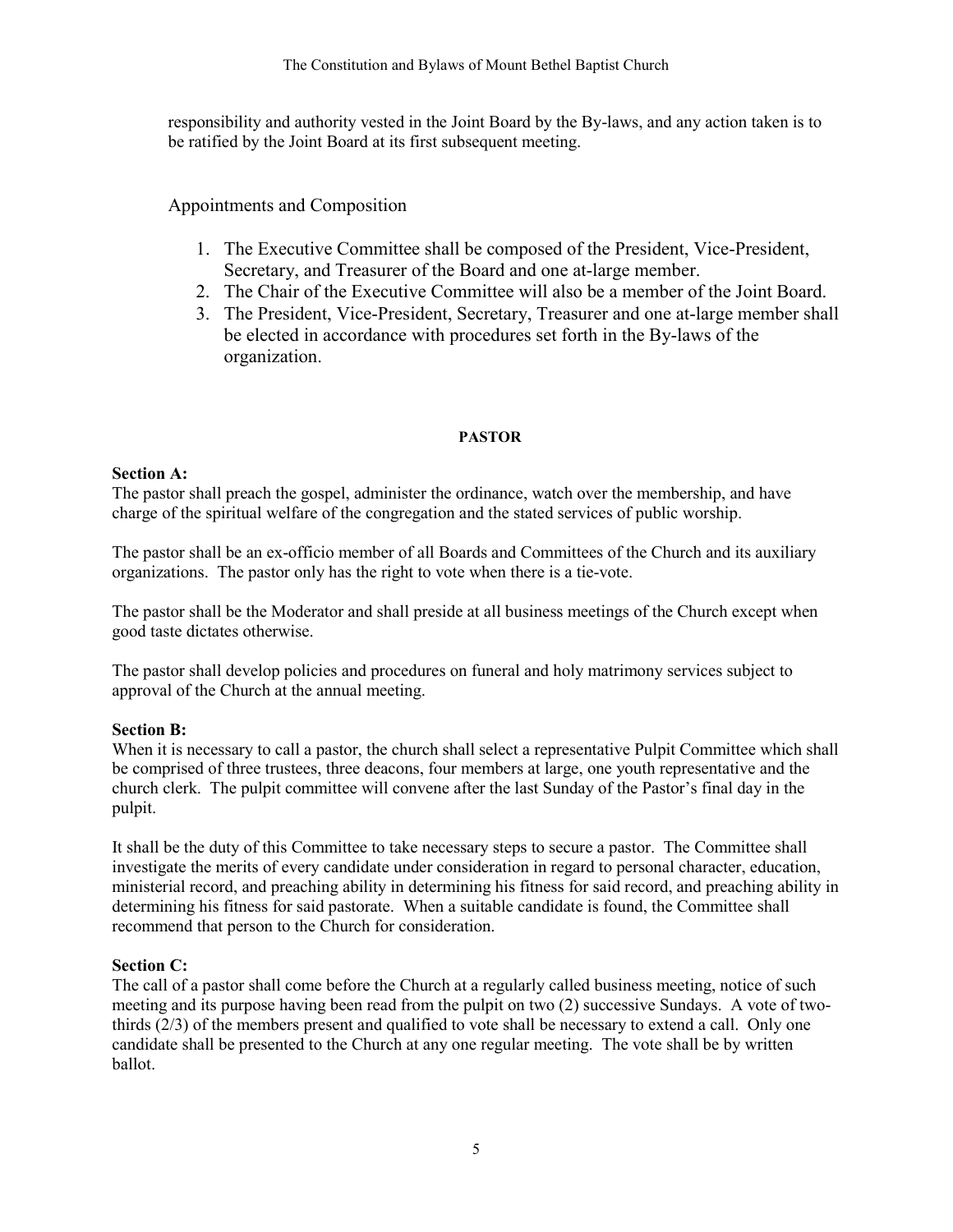responsibility and authority vested in the Joint Board by the By-laws, and any action taken is to be ratified by the Joint Board at its first subsequent meeting.

## Appointments and Composition

1. The Executive Committee shall be composed of the President, Vice-President, Secretary, and Treasurer of the Board and one at-large member.
2. The Chair of the Executive Committee will also be a member of the Joint Board.
3. The President, Vice-President, Secretary, Treasurer and one at-large member shall be elected in accordance with procedures set forth in the By-laws of the organization.

### PASTOR

**Section A:**
The pastor shall preach the gospel, administer the ordinance, watch over the membership, and have charge of the spiritual welfare of the congregation and the stated services of public worship.

The pastor shall be an ex-officio member of all Boards and Committees of the Church and its auxiliary organizations. The pastor only has the right to vote when there is a tie-vote.

The pastor shall be the Moderator and shall preside at all business meetings of the Church except when good taste dictates otherwise.

The pastor shall develop policies and procedures on funeral and holy matrimony services subject to approval of the Church at the annual meeting.

**Section B:**
When it is necessary to call a pastor, the church shall select a representative Pulpit Committee which shall be comprised of three trustees, three deacons, four members at large, one youth representative and the church clerk. The pulpit committee will convene after the last Sunday of the Pastor's final day in the pulpit.

It shall be the duty of this Committee to take necessary steps to secure a pastor. The Committee shall investigate the merits of every candidate under consideration in regard to personal character, education, ministerial record, and preaching ability in determining his fitness for said record, and preaching ability in determining his fitness for said pastorate. When a suitable candidate is found, the Committee shall recommend that person to the Church for consideration.

**Section C:**
The call of a pastor shall come before the Church at a regularly called business meeting, notice of such meeting and its purpose having been read from the pulpit on two (2) successive Sundays. A vote of two-thirds (2/3) of the members present and qualified to vote shall be necessary to extend a call. Only one candidate shall be presented to the Church at any one regular meeting. The vote shall be by written ballot.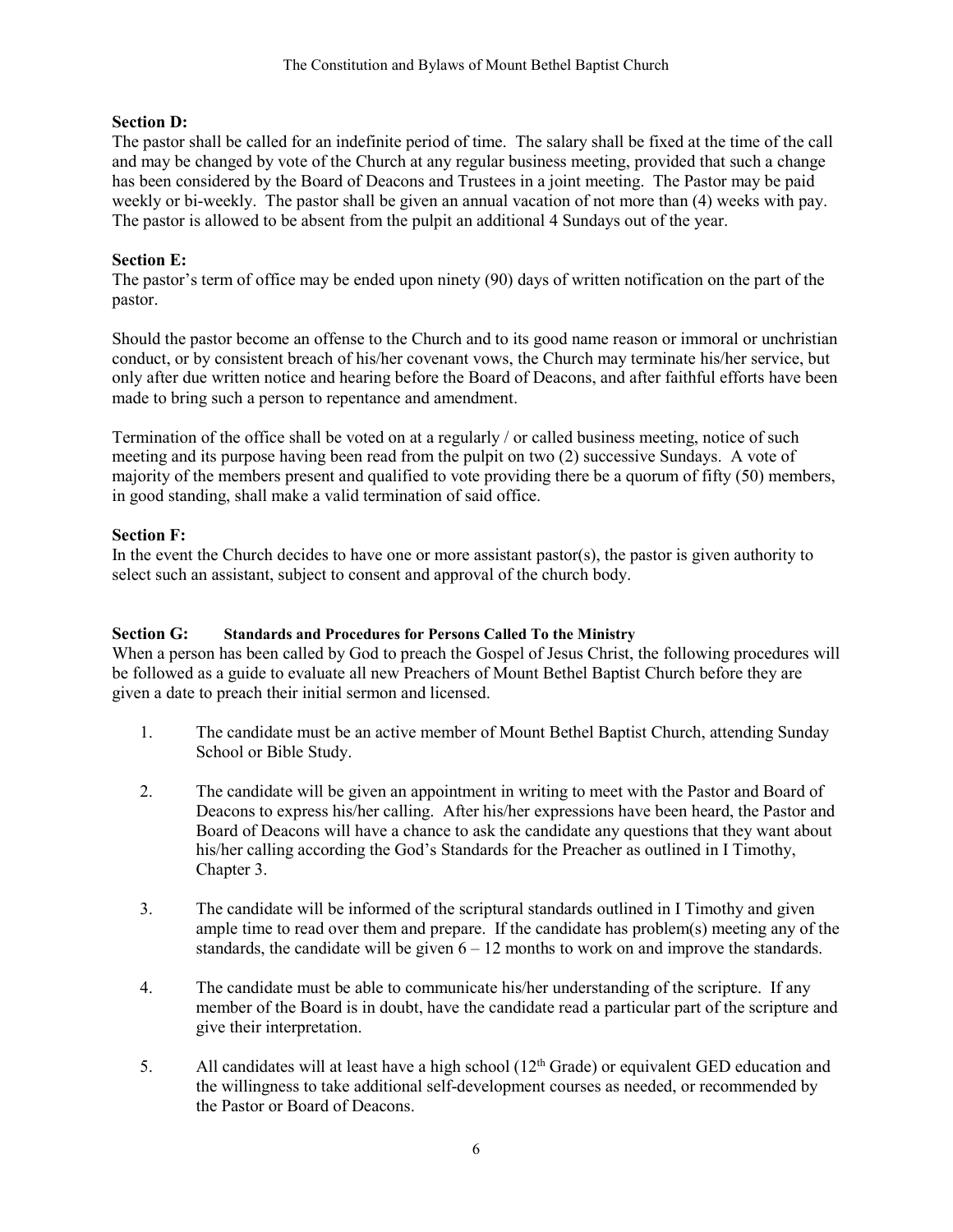**Section D:**
The pastor shall be called for an indefinite period of time. The salary shall be fixed at the time of the call and may be changed by vote of the Church at any regular business meeting, provided that such a change has been considered by the Board of Deacons and Trustees in a joint meeting. The Pastor may be paid weekly or bi-weekly. The pastor shall be given an annual vacation of not more than (4) weeks with pay. The pastor is allowed to be absent from the pulpit an additional 4 Sundays out of the year.

**Section E:**
The pastor's term of office may be ended upon ninety (90) days of written notification on the part of the pastor.

Should the pastor become an offense to the Church and to its good name reason or immoral or unchristian conduct, or by consistent breach of his/her covenant vows, the Church may terminate his/her service, but only after due written notice and hearing before the Board of Deacons, and after faithful efforts have been made to bring such a person to repentance and amendment.

Termination of the office shall be voted on at a regularly / or called business meeting, notice of such meeting and its purpose having been read from the pulpit on two (2) successive Sundays. A vote of majority of the members present and qualified to vote providing there be a quorum of fifty (50) members, in good standing, shall make a valid termination of said office.

**Section F:**
In the event the Church decides to have one or more assistant pastor(s), the pastor is given authority to select such an assistant, subject to consent and approval of the church body.

**Section G: Standards and Procedures for Persons Called To the Ministry**
When a person has been called by God to preach the Gospel of Jesus Christ, the following procedures will be followed as a guide to evaluate all new Preachers of Mount Bethel Baptist Church before they are given a date to preach their initial sermon and licensed.

1. The candidate must be an active member of Mount Bethel Baptist Church, attending Sunday School or Bible Study.

2. The candidate will be given an appointment in writing to meet with the Pastor and Board of Deacons to express his/her calling. After his/her expressions have been heard, the Pastor and Board of Deacons will have a chance to ask the candidate any questions that they want about his/her calling according the God's Standards for the Preacher as outlined in I Timothy, Chapter 3.

3. The candidate will be informed of the scriptural standards outlined in I Timothy and given ample time to read over them and prepare. If the candidate has problem(s) meeting any of the standards, the candidate will be given 6 – 12 months to work on and improve the standards.

4. The candidate must be able to communicate his/her understanding of the scripture. If any member of the Board is in doubt, have the candidate read a particular part of the scripture and give their interpretation.

5. All candidates will at least have a high school (12th Grade) or equivalent GED education and the willingness to take additional self-development courses as needed, or recommended by the Pastor or Board of Deacons.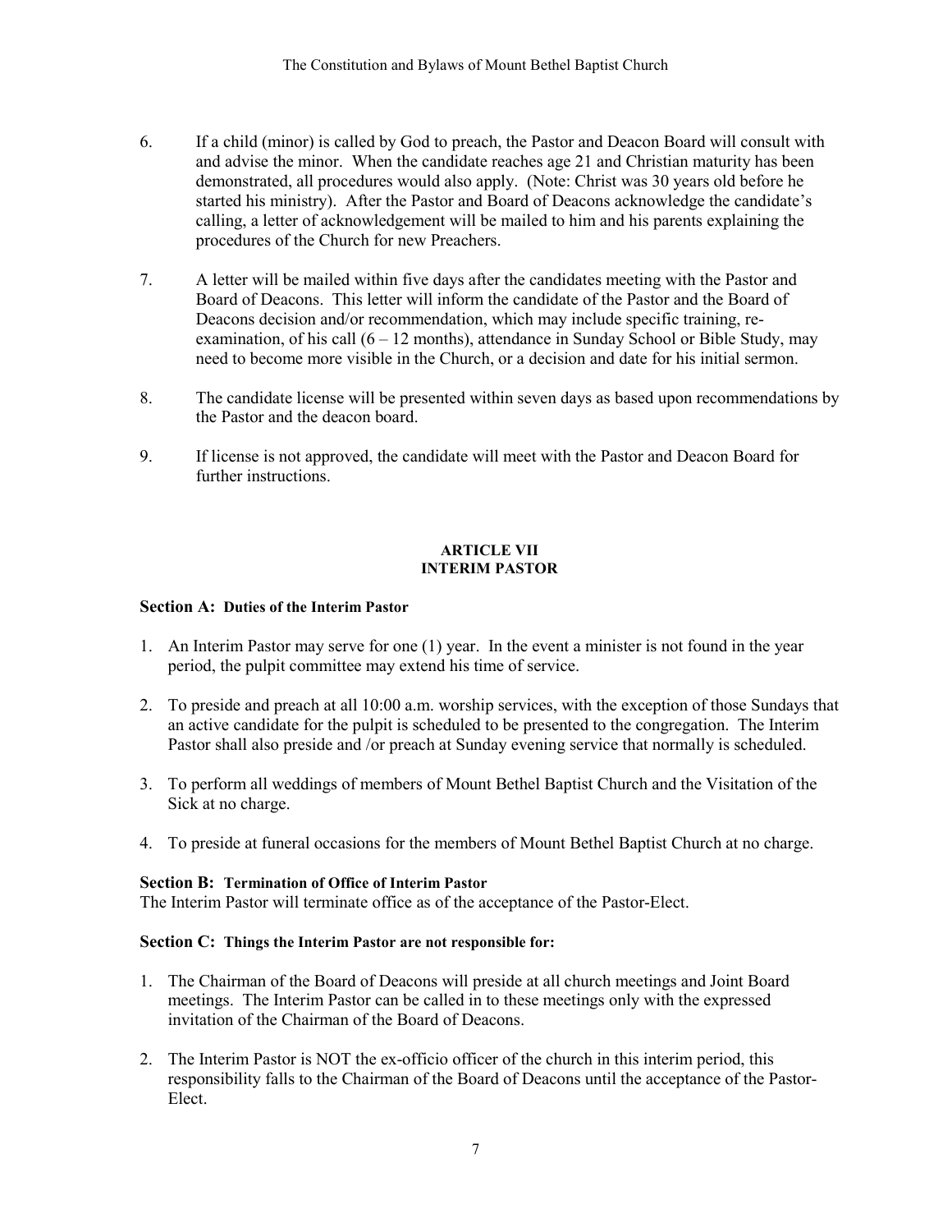6. If a child (minor) is called by God to preach, the Pastor and Deacon Board will consult with and advise the minor. When the candidate reaches age 21 and Christian maturity has been demonstrated, all procedures would also apply. (Note: Christ was 30 years old before he started his ministry). After the Pastor and Board of Deacons acknowledge the candidate's calling, a letter of acknowledgement will be mailed to him and his parents explaining the procedures of the Church for new Preachers.

7. A letter will be mailed within five days after the candidates meeting with the Pastor and Board of Deacons. This letter will inform the candidate of the Pastor and the Board of Deacons decision and/or recommendation, which may include specific training, re-examination, of his call (6 – 12 months), attendance in Sunday School or Bible Study, may need to become more visible in the Church, or a decision and date for his initial sermon.

8. The candidate license will be presented within seven days as based upon recommendations by the Pastor and the deacon board.

9. If license is not approved, the candidate will meet with the Pastor and Deacon Board for further instructions.

## ARTICLE VII
## INTERIM PASTOR

### Section A: Duties of the Interim Pastor

1. An Interim Pastor may serve for one (1) year. In the event a minister is not found in the year period, the pulpit committee may extend his time of service.

2. To preside and preach at all 10:00 a.m. worship services, with the exception of those Sundays that an active candidate for the pulpit is scheduled to be presented to the congregation. The Interim Pastor shall also preside and /or preach at Sunday evening service that normally is scheduled.

3. To perform all weddings of members of Mount Bethel Baptist Church and the Visitation of the Sick at no charge.

4. To preside at funeral occasions for the members of Mount Bethel Baptist Church at no charge.

### Section B: Termination of Office of Interim Pastor

The Interim Pastor will terminate office as of the acceptance of the Pastor-Elect.

### Section C: Things the Interim Pastor are not responsible for:

1. The Chairman of the Board of Deacons will preside at all church meetings and Joint Board meetings. The Interim Pastor can be called in to these meetings only with the expressed invitation of the Chairman of the Board of Deacons.

2. The Interim Pastor is NOT the ex-officio officer of the church in this interim period, this responsibility falls to the Chairman of the Board of Deacons until the acceptance of the Pastor-Elect.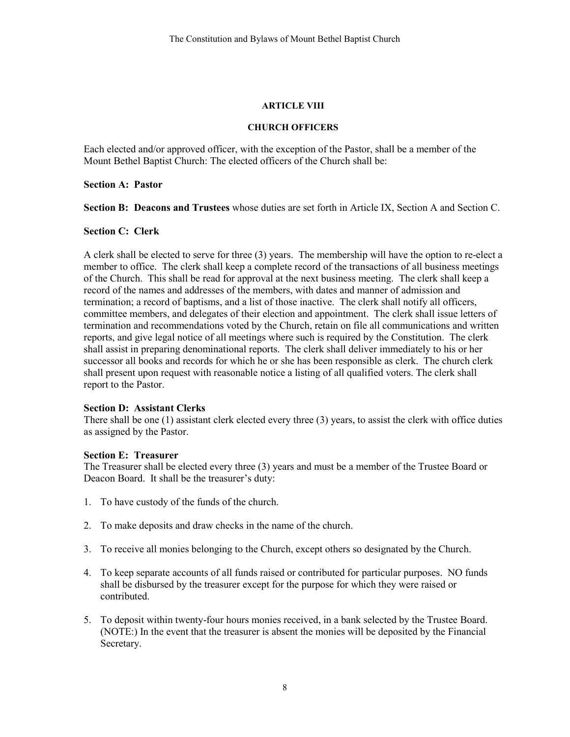## ARTICLE VIII

## CHURCH OFFICERS

Each elected and/or approved officer, with the exception of the Pastor, shall be a member of the Mount Bethel Baptist Church: The elected officers of the Church shall be:

**Section A: Pastor**

**Section B: Deacons and Trustees** whose duties are set forth in Article IX, Section A and Section C.

**Section C: Clerk**

A clerk shall be elected to serve for three (3) years. The membership will have the option to re-elect a member to office. The clerk shall keep a complete record of the transactions of all business meetings of the Church. This shall be read for approval at the next business meeting. The clerk shall keep a record of the names and addresses of the members, with dates and manner of admission and termination; a record of baptisms, and a list of those inactive. The clerk shall notify all officers, committee members, and delegates of their election and appointment. The clerk shall issue letters of termination and recommendations voted by the Church, retain on file all communications and written reports, and give legal notice of all meetings where such is required by the Constitution. The clerk shall assist in preparing denominational reports. The clerk shall deliver immediately to his or her successor all books and records for which he or she has been responsible as clerk. The church clerk shall present upon request with reasonable notice a listing of all qualified voters. The clerk shall report to the Pastor.

**Section D: Assistant Clerks**
There shall be one (1) assistant clerk elected every three (3) years, to assist the clerk with office duties as assigned by the Pastor.

**Section E: Treasurer**
The Treasurer shall be elected every three (3) years and must be a member of the Trustee Board or Deacon Board. It shall be the treasurer's duty:

1. To have custody of the funds of the church.

2. To make deposits and draw checks in the name of the church.

3. To receive all monies belonging to the Church, except others so designated by the Church.

4. To keep separate accounts of all funds raised or contributed for particular purposes. NO funds shall be disbursed by the treasurer except for the purpose for which they were raised or contributed.

5. To deposit within twenty-four hours monies received, in a bank selected by the Trustee Board. (NOTE:) In the event that the treasurer is absent the monies will be deposited by the Financial Secretary.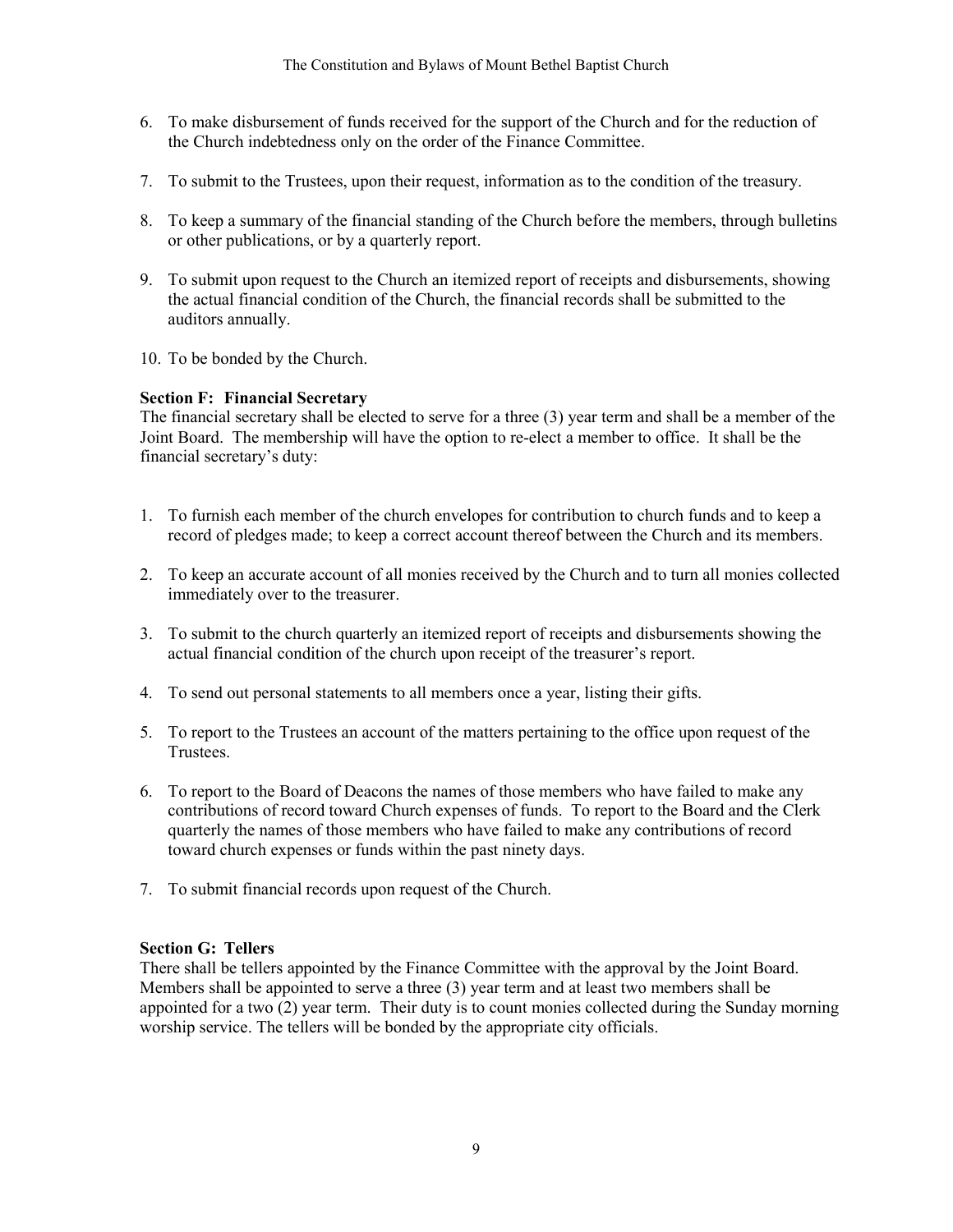6. To make disbursement of funds received for the support of the Church and for the reduction of the Church indebtedness only on the order of the Finance Committee.

7. To submit to the Trustees, upon their request, information as to the condition of the treasury.

8. To keep a summary of the financial standing of the Church before the members, through bulletins or other publications, or by a quarterly report.

9. To submit upon request to the Church an itemized report of receipts and disbursements, showing the actual financial condition of the Church, the financial records shall be submitted to the auditors annually.

10. To be bonded by the Church.

**Section F: Financial Secretary**
The financial secretary shall be elected to serve for a three (3) year term and shall be a member of the Joint Board. The membership will have the option to re-elect a member to office. It shall be the financial secretary's duty:

1. To furnish each member of the church envelopes for contribution to church funds and to keep a record of pledges made; to keep a correct account thereof between the Church and its members.

2. To keep an accurate account of all monies received by the Church and to turn all monies collected immediately over to the treasurer.

3. To submit to the church quarterly an itemized report of receipts and disbursements showing the actual financial condition of the church upon receipt of the treasurer's report.

4. To send out personal statements to all members once a year, listing their gifts.

5. To report to the Trustees an account of the matters pertaining to the office upon request of the Trustees.

6. To report to the Board of Deacons the names of those members who have failed to make any contributions of record toward Church expenses of funds. To report to the Board and the Clerk quarterly the names of those members who have failed to make any contributions of record toward church expenses or funds within the past ninety days.

7. To submit financial records upon request of the Church.

**Section G: Tellers**
There shall be tellers appointed by the Finance Committee with the approval by the Joint Board. Members shall be appointed to serve a three (3) year term and at least two members shall be appointed for a two (2) year term. Their duty is to count monies collected during the Sunday morning worship service. The tellers will be bonded by the appropriate city officials.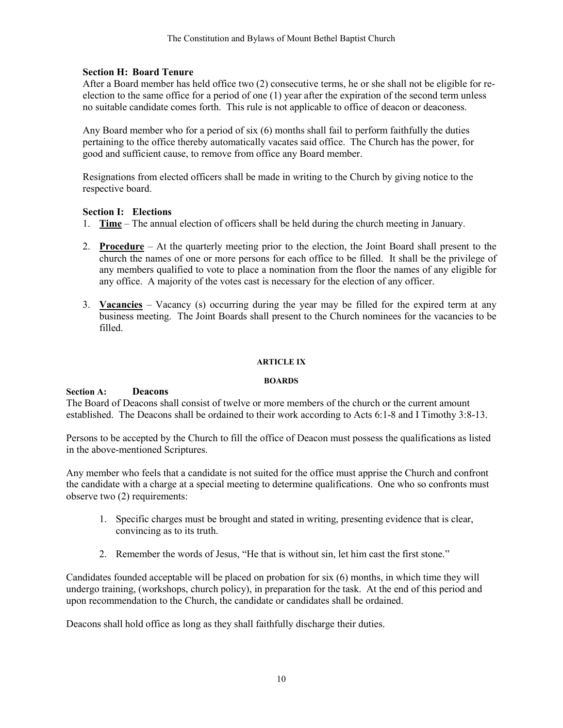### Section H: Board Tenure

After a Board member has held office two (2) consecutive terms, he or she shall not be eligible for re-election to the same office for a period of one (1) year after the expiration of the second term unless no suitable candidate comes forth. This rule is not applicable to office of deacon or deaconess.

Any Board member who for a period of six (6) months shall fail to perform faithfully the duties pertaining to the office thereby automatically vacates said office. The Church has the power, for good and sufficient cause, to remove from office any Board member.

Resignations from elected officers shall be made in writing to the Church by giving notice to the respective board.

### Section I: Elections

1. **Time** – The annual election of officers shall be held during the church meeting in January.

2. **Procedure** – At the quarterly meeting prior to the election, the Joint Board shall present to the church the names of one or more persons for each office to be filled. It shall be the privilege of any members qualified to vote to place a nomination from the floor the names of any eligible for any office. A majority of the votes cast is necessary for the election of any officer.

3. **Vacancies** – Vacancy (s) occurring during the year may be filled for the expired term at any business meeting. The Joint Boards shall present to the Church nominees for the vacancies to be filled.

## ARTICLE IX

## BOARDS

### Section A: Deacons

The Board of Deacons shall consist of twelve or more members of the church or the current amount established. The Deacons shall be ordained to their work according to Acts 6:1-8 and I Timothy 3:8-13.

Persons to be accepted by the Church to fill the office of Deacon must possess the qualifications as listed in the above-mentioned Scriptures.

Any member who feels that a candidate is not suited for the office must apprise the Church and confront the candidate with a charge at a special meeting to determine qualifications. One who so confronts must observe two (2) requirements:

1. Specific charges must be brought and stated in writing, presenting evidence that is clear, convincing as to its truth.

2. Remember the words of Jesus, "He that is without sin, let him cast the first stone."

Candidates founded acceptable will be placed on probation for six (6) months, in which time they will undergo training, (workshops, church policy), in preparation for the task. At the end of this period and upon recommendation to the Church, the candidate or candidates shall be ordained.

Deacons shall hold office as long as they shall faithfully discharge their duties.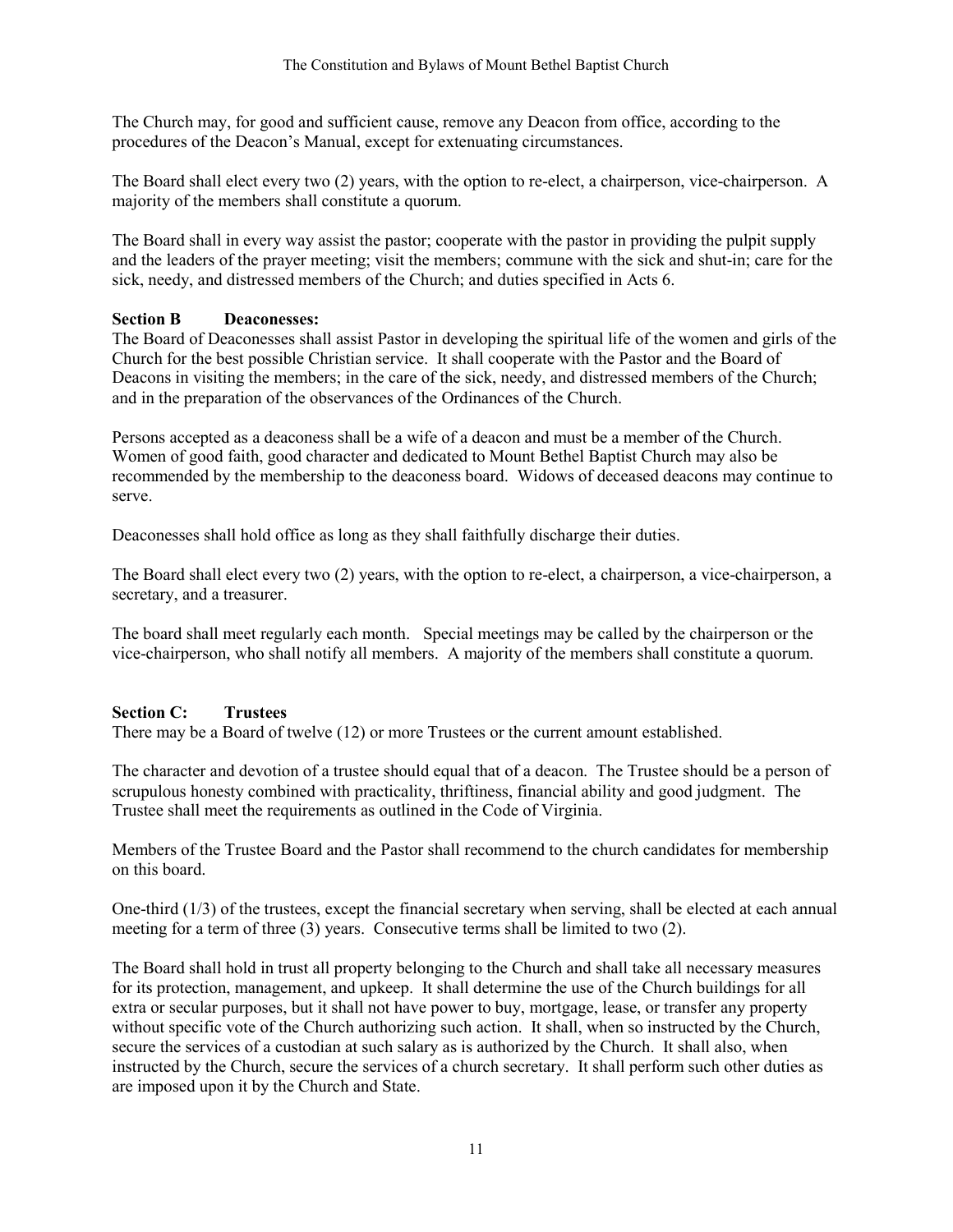The Church may, for good and sufficient cause, remove any Deacon from office, according to the procedures of the Deacon's Manual, except for extenuating circumstances.

The Board shall elect every two (2) years, with the option to re-elect, a chairperson, vice-chairperson. A majority of the members shall constitute a quorum.

The Board shall in every way assist the pastor; cooperate with the pastor in providing the pulpit supply and the leaders of the prayer meeting; visit the members; commune with the sick and shut-in; care for the sick, needy, and distressed members of the Church; and duties specified in Acts 6.

**Section B Deaconesses:**

The Board of Deaconesses shall assist Pastor in developing the spiritual life of the women and girls of the Church for the best possible Christian service. It shall cooperate with the Pastor and the Board of Deacons in visiting the members; in the care of the sick, needy, and distressed members of the Church; and in the preparation of the observances of the Ordinances of the Church.

Persons accepted as a deaconess shall be a wife of a deacon and must be a member of the Church. Women of good faith, good character and dedicated to Mount Bethel Baptist Church may also be recommended by the membership to the deaconess board. Widows of deceased deacons may continue to serve.

Deaconesses shall hold office as long as they shall faithfully discharge their duties.

The Board shall elect every two (2) years, with the option to re-elect, a chairperson, a vice-chairperson, a secretary, and a treasurer.

The board shall meet regularly each month. Special meetings may be called by the chairperson or the vice-chairperson, who shall notify all members. A majority of the members shall constitute a quorum.

**Section C: Trustees**

There may be a Board of twelve (12) or more Trustees or the current amount established.

The character and devotion of a trustee should equal that of a deacon. The Trustee should be a person of scrupulous honesty combined with practicality, thriftiness, financial ability and good judgment. The Trustee shall meet the requirements as outlined in the Code of Virginia.

Members of the Trustee Board and the Pastor shall recommend to the church candidates for membership on this board.

One-third (1/3) of the trustees, except the financial secretary when serving, shall be elected at each annual meeting for a term of three (3) years. Consecutive terms shall be limited to two (2).

The Board shall hold in trust all property belonging to the Church and shall take all necessary measures for its protection, management, and upkeep. It shall determine the use of the Church buildings for all extra or secular purposes, but it shall not have power to buy, mortgage, lease, or transfer any property without specific vote of the Church authorizing such action. It shall, when so instructed by the Church, secure the services of a custodian at such salary as is authorized by the Church. It shall also, when instructed by the Church, secure the services of a church secretary. It shall perform such other duties as are imposed upon it by the Church and State.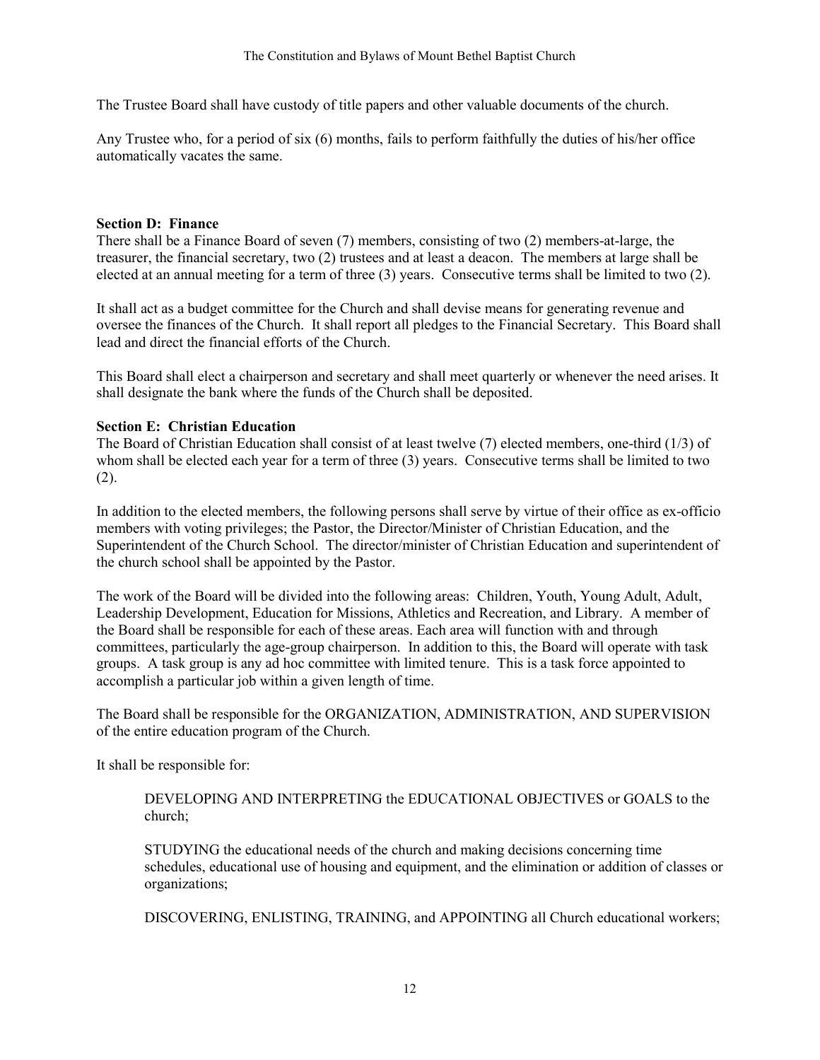The Trustee Board shall have custody of title papers and other valuable documents of the church.

Any Trustee who, for a period of six (6) months, fails to perform faithfully the duties of his/her office automatically vacates the same.

**Section D: Finance**

There shall be a Finance Board of seven (7) members, consisting of two (2) members-at-large, the treasurer, the financial secretary, two (2) trustees and at least a deacon. The members at large shall be elected at an annual meeting for a term of three (3) years. Consecutive terms shall be limited to two (2).

It shall act as a budget committee for the Church and shall devise means for generating revenue and oversee the finances of the Church. It shall report all pledges to the Financial Secretary. This Board shall lead and direct the financial efforts of the Church.

This Board shall elect a chairperson and secretary and shall meet quarterly or whenever the need arises. It shall designate the bank where the funds of the Church shall be deposited.

**Section E: Christian Education**

The Board of Christian Education shall consist of at least twelve (7) elected members, one-third (1/3) of whom shall be elected each year for a term of three (3) years. Consecutive terms shall be limited to two (2).

In addition to the elected members, the following persons shall serve by virtue of their office as ex-officio members with voting privileges; the Pastor, the Director/Minister of Christian Education, and the Superintendent of the Church School. The director/minister of Christian Education and superintendent of the church school shall be appointed by the Pastor.

The work of the Board will be divided into the following areas: Children, Youth, Young Adult, Adult, Leadership Development, Education for Missions, Athletics and Recreation, and Library. A member of the Board shall be responsible for each of these areas. Each area will function with and through committees, particularly the age-group chairperson. In addition to this, the Board will operate with task groups. A task group is any ad hoc committee with limited tenure. This is a task force appointed to accomplish a particular job within a given length of time.

The Board shall be responsible for the ORGANIZATION, ADMINISTRATION, AND SUPERVISION of the entire education program of the Church.

It shall be responsible for:

> DEVELOPING AND INTERPRETING the EDUCATIONAL OBJECTIVES or GOALS to the church;
>
> STUDYING the educational needs of the church and making decisions concerning time schedules, educational use of housing and equipment, and the elimination or addition of classes or organizations;
>
> DISCOVERING, ENLISTING, TRAINING, and APPOINTING all Church educational workers;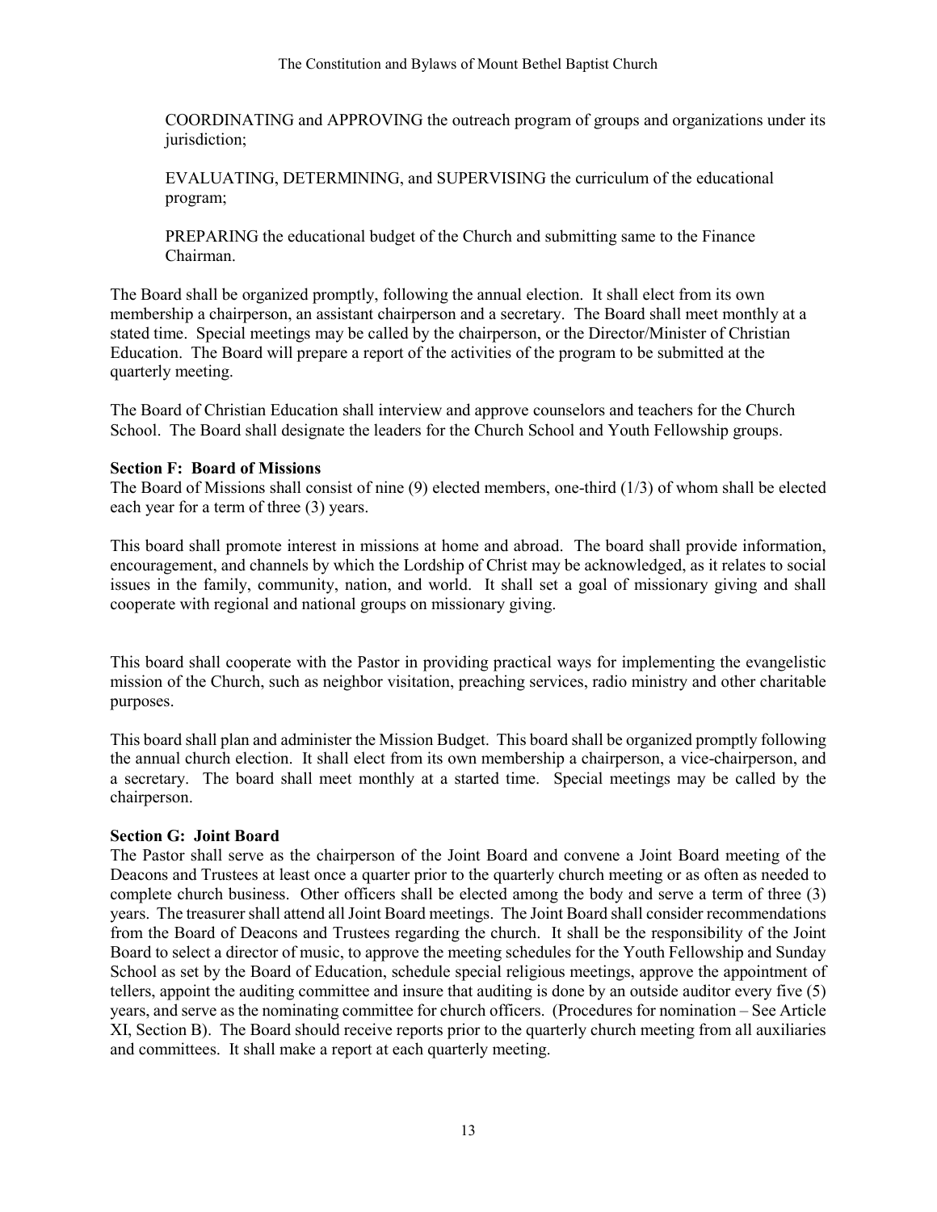COORDINATING and APPROVING the outreach program of groups and organizations under its jurisdiction;

EVALUATING, DETERMINING, and SUPERVISING the curriculum of the educational program;

PREPARING the educational budget of the Church and submitting same to the Finance Chairman.

The Board shall be organized promptly, following the annual election. It shall elect from its own membership a chairperson, an assistant chairperson and a secretary. The Board shall meet monthly at a stated time. Special meetings may be called by the chairperson, or the Director/Minister of Christian Education. The Board will prepare a report of the activities of the program to be submitted at the quarterly meeting.

The Board of Christian Education shall interview and approve counselors and teachers for the Church School. The Board shall designate the leaders for the Church School and Youth Fellowship groups.

**Section F: Board of Missions**

The Board of Missions shall consist of nine (9) elected members, one-third (1/3) of whom shall be elected each year for a term of three (3) years.

This board shall promote interest in missions at home and abroad. The board shall provide information, encouragement, and channels by which the Lordship of Christ may be acknowledged, as it relates to social issues in the family, community, nation, and world. It shall set a goal of missionary giving and shall cooperate with regional and national groups on missionary giving.

This board shall cooperate with the Pastor in providing practical ways for implementing the evangelistic mission of the Church, such as neighbor visitation, preaching services, radio ministry and other charitable purposes.

This board shall plan and administer the Mission Budget. This board shall be organized promptly following the annual church election. It shall elect from its own membership a chairperson, a vice-chairperson, and a secretary. The board shall meet monthly at a started time. Special meetings may be called by the chairperson.

**Section G: Joint Board**

The Pastor shall serve as the chairperson of the Joint Board and convene a Joint Board meeting of the Deacons and Trustees at least once a quarter prior to the quarterly church meeting or as often as needed to complete church business. Other officers shall be elected among the body and serve a term of three (3) years. The treasurer shall attend all Joint Board meetings. The Joint Board shall consider recommendations from the Board of Deacons and Trustees regarding the church. It shall be the responsibility of the Joint Board to select a director of music, to approve the meeting schedules for the Youth Fellowship and Sunday School as set by the Board of Education, schedule special religious meetings, approve the appointment of tellers, appoint the auditing committee and insure that auditing is done by an outside auditor every five (5) years, and serve as the nominating committee for church officers. (Procedures for nomination – See Article XI, Section B). The Board should receive reports prior to the quarterly church meeting from all auxiliaries and committees. It shall make a report at each quarterly meeting.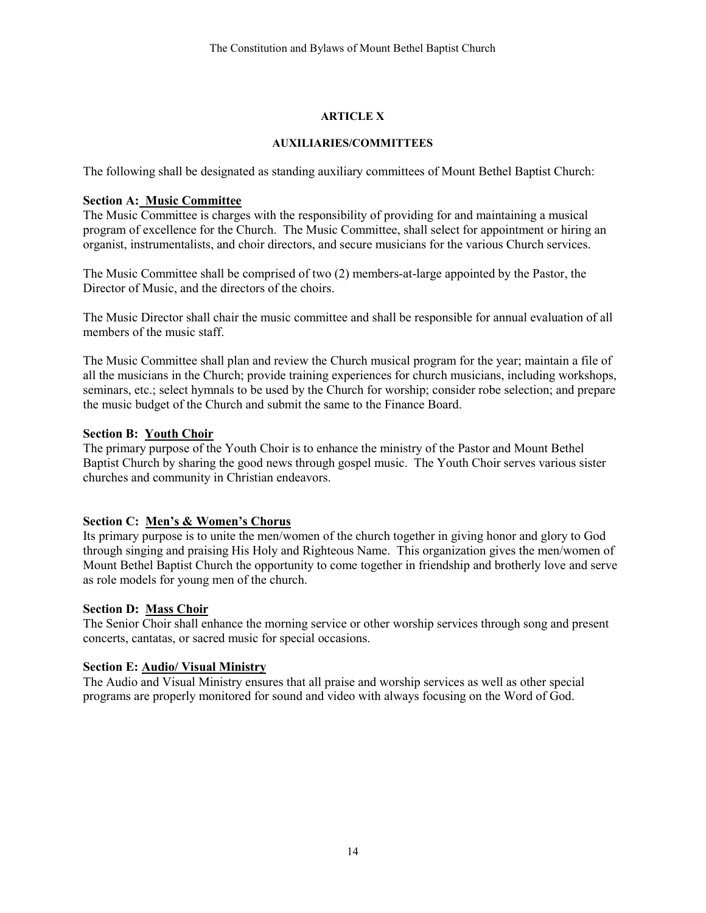## ARTICLE X

### AUXILIARIES/COMMITTEES

The following shall be designated as standing auxiliary committees of Mount Bethel Baptist Church:

**Section A: Music Committee**

The Music Committee is charges with the responsibility of providing for and maintaining a musical program of excellence for the Church. The Music Committee, shall select for appointment or hiring an organist, instrumentalists, and choir directors, and secure musicians for the various Church services.

The Music Committee shall be comprised of two (2) members-at-large appointed by the Pastor, the Director of Music, and the directors of the choirs.

The Music Director shall chair the music committee and shall be responsible for annual evaluation of all members of the music staff.

The Music Committee shall plan and review the Church musical program for the year; maintain a file of all the musicians in the Church; provide training experiences for church musicians, including workshops, seminars, etc.; select hymnals to be used by the Church for worship; consider robe selection; and prepare the music budget of the Church and submit the same to the Finance Board.

**Section B: Youth Choir**

The primary purpose of the Youth Choir is to enhance the ministry of the Pastor and Mount Bethel Baptist Church by sharing the good news through gospel music. The Youth Choir serves various sister churches and community in Christian endeavors.

**Section C: Men's & Women's Chorus**

Its primary purpose is to unite the men/women of the church together in giving honor and glory to God through singing and praising His Holy and Righteous Name. This organization gives the men/women of Mount Bethel Baptist Church the opportunity to come together in friendship and brotherly love and serve as role models for young men of the church.

**Section D: Mass Choir**

The Senior Choir shall enhance the morning service or other worship services through song and present concerts, cantatas, or sacred music for special occasions.

**Section E: Audio/ Visual Ministry**

The Audio and Visual Ministry ensures that all praise and worship services as well as other special programs are properly monitored for sound and video with always focusing on the Word of God.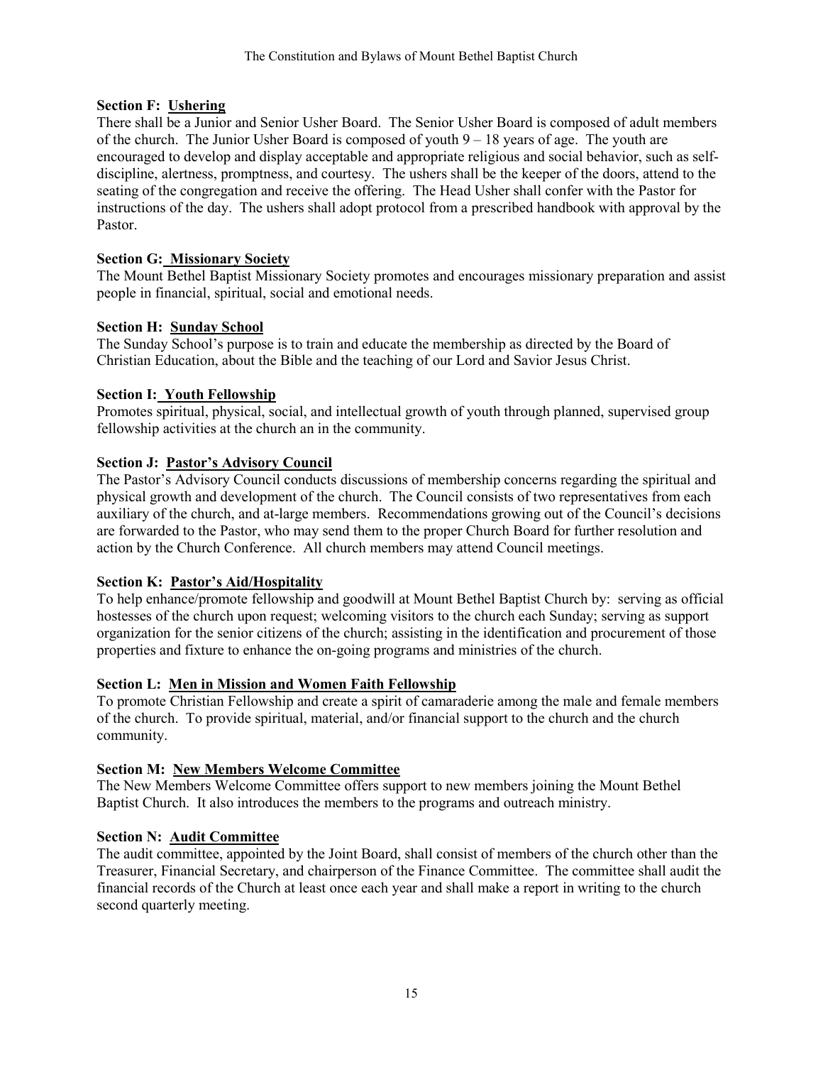**Section F: Ushering**

There shall be a Junior and Senior Usher Board. The Senior Usher Board is composed of adult members of the church. The Junior Usher Board is composed of youth 9 – 18 years of age. The youth are encouraged to develop and display acceptable and appropriate religious and social behavior, such as self-discipline, alertness, promptness, and courtesy. The ushers shall be the keeper of the doors, attend to the seating of the congregation and receive the offering. The Head Usher shall confer with the Pastor for instructions of the day. The ushers shall adopt protocol from a prescribed handbook with approval by the Pastor.

**Section G: Missionary Society**

The Mount Bethel Baptist Missionary Society promotes and encourages missionary preparation and assist people in financial, spiritual, social and emotional needs.

**Section H: Sunday School**

The Sunday School's purpose is to train and educate the membership as directed by the Board of Christian Education, about the Bible and the teaching of our Lord and Savior Jesus Christ.

**Section I: Youth Fellowship**

Promotes spiritual, physical, social, and intellectual growth of youth through planned, supervised group fellowship activities at the church an in the community.

**Section J: Pastor's Advisory Council**

The Pastor's Advisory Council conducts discussions of membership concerns regarding the spiritual and physical growth and development of the church. The Council consists of two representatives from each auxiliary of the church, and at-large members. Recommendations growing out of the Council's decisions are forwarded to the Pastor, who may send them to the proper Church Board for further resolution and action by the Church Conference. All church members may attend Council meetings.

**Section K: Pastor's Aid/Hospitality**

To help enhance/promote fellowship and goodwill at Mount Bethel Baptist Church by: serving as official hostesses of the church upon request; welcoming visitors to the church each Sunday; serving as support organization for the senior citizens of the church; assisting in the identification and procurement of those properties and fixture to enhance the on-going programs and ministries of the church.

**Section L: Men in Mission and Women Faith Fellowship**

To promote Christian Fellowship and create a spirit of camaraderie among the male and female members of the church. To provide spiritual, material, and/or financial support to the church and the church community.

**Section M: New Members Welcome Committee**

The New Members Welcome Committee offers support to new members joining the Mount Bethel Baptist Church. It also introduces the members to the programs and outreach ministry.

**Section N: Audit Committee**

The audit committee, appointed by the Joint Board, shall consist of members of the church other than the Treasurer, Financial Secretary, and chairperson of the Finance Committee. The committee shall audit the financial records of the Church at least once each year and shall make a report in writing to the church second quarterly meeting.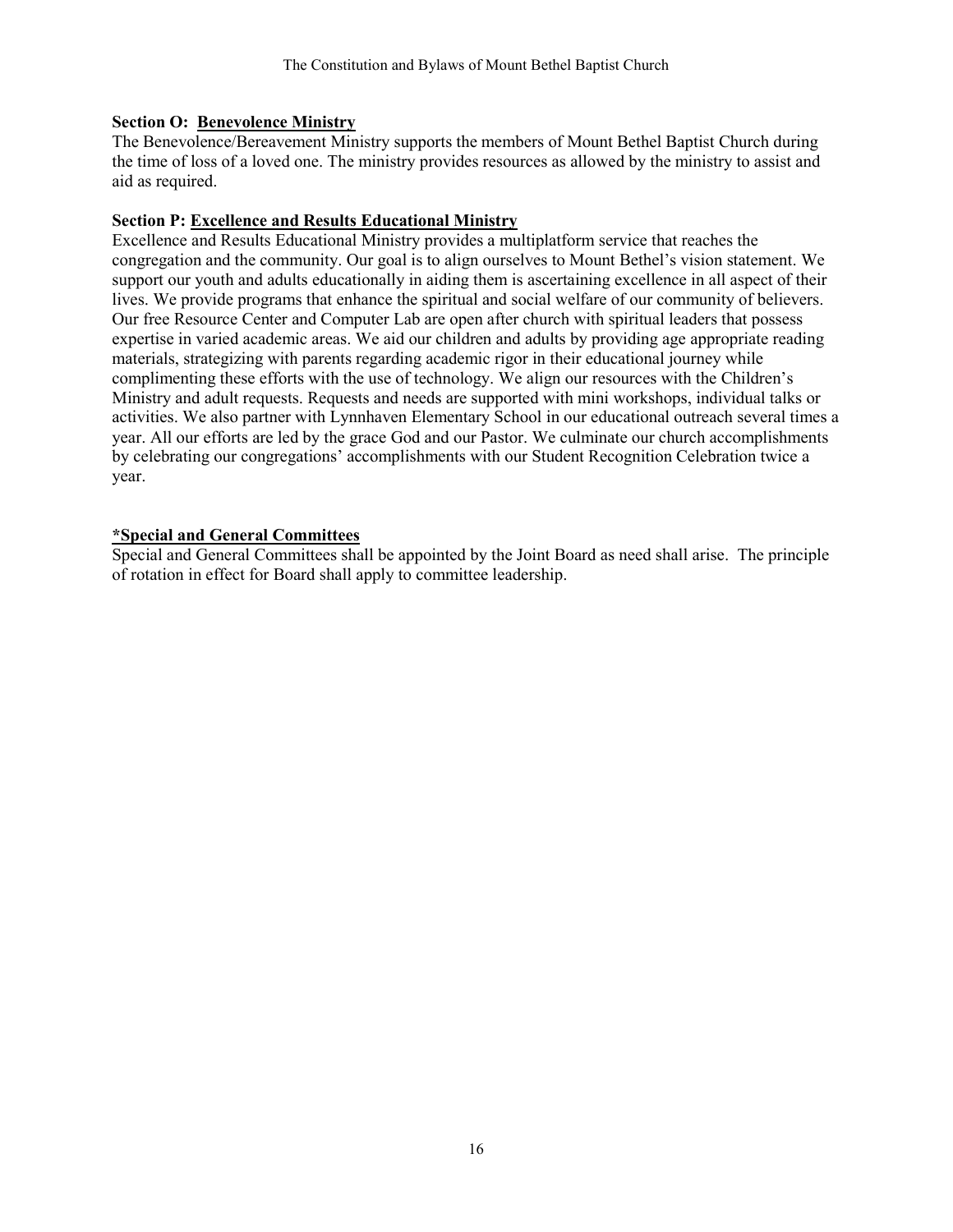**Section O: Benevolence Ministry**

The Benevolence/Bereavement Ministry supports the members of Mount Bethel Baptist Church during the time of loss of a loved one. The ministry provides resources as allowed by the ministry to assist and aid as required.

**Section P: Excellence and Results Educational Ministry**

Excellence and Results Educational Ministry provides a multiplatform service that reaches the congregation and the community. Our goal is to align ourselves to Mount Bethel's vision statement. We support our youth and adults educationally in aiding them is ascertaining excellence in all aspect of their lives. We provide programs that enhance the spiritual and social welfare of our community of believers. Our free Resource Center and Computer Lab are open after church with spiritual leaders that possess expertise in varied academic areas. We aid our children and adults by providing age appropriate reading materials, strategizing with parents regarding academic rigor in their educational journey while complimenting these efforts with the use of technology. We align our resources with the Children's Ministry and adult requests. Requests and needs are supported with mini workshops, individual talks or activities. We also partner with Lynnhaven Elementary School in our educational outreach several times a year. All our efforts are led by the grace God and our Pastor. We culminate our church accomplishments by celebrating our congregations' accomplishments with our Student Recognition Celebration twice a year.

**\*Special and General Committees**

Special and General Committees shall be appointed by the Joint Board as need shall arise. The principle of rotation in effect for Board shall apply to committee leadership.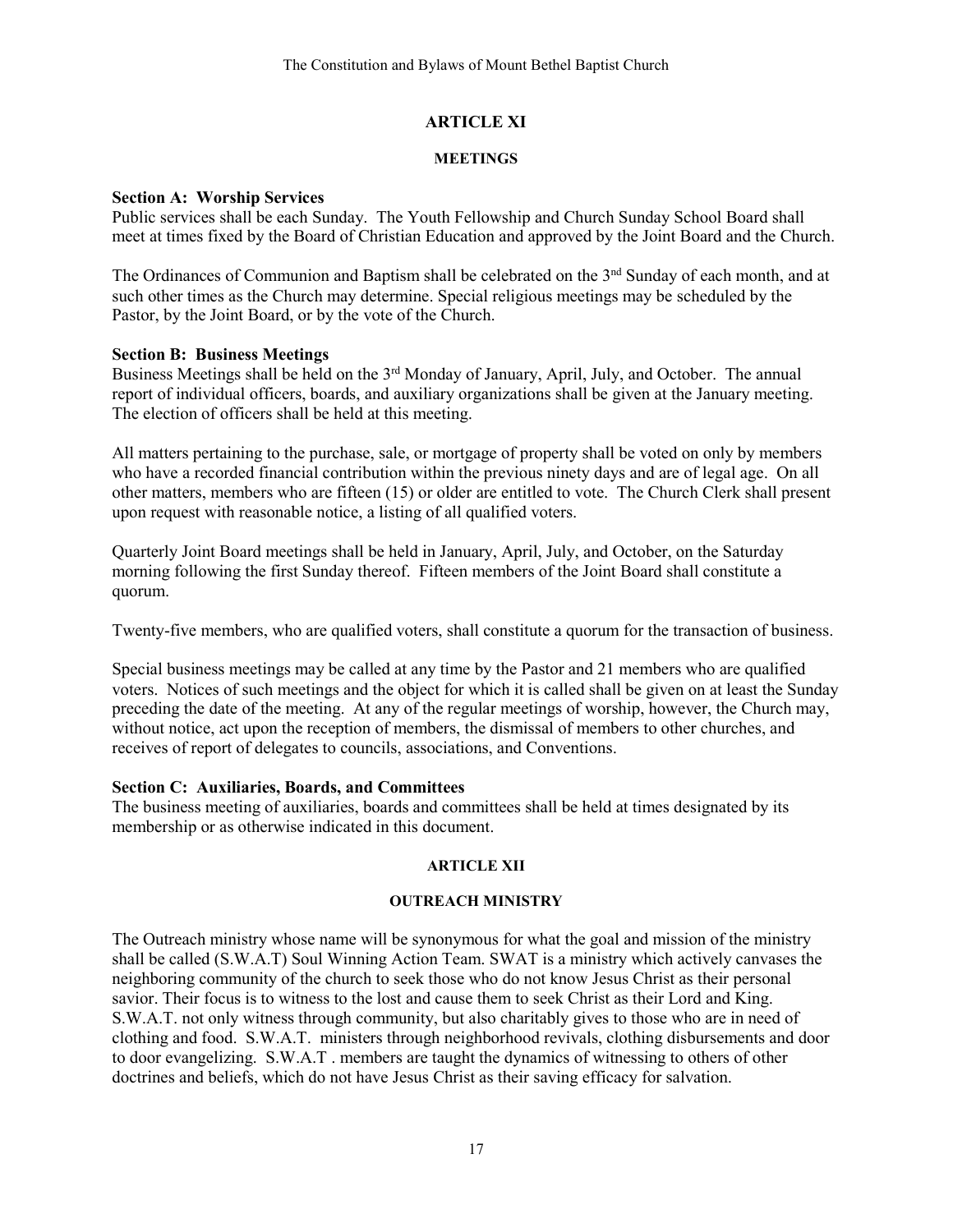## ARTICLE XI

### MEETINGS

**Section A: Worship Services**
Public services shall be each Sunday. The Youth Fellowship and Church Sunday School Board shall meet at times fixed by the Board of Christian Education and approved by the Joint Board and the Church.

The Ordinances of Communion and Baptism shall be celebrated on the 3rd Sunday of each month, and at such other times as the Church may determine. Special religious meetings may be scheduled by the Pastor, by the Joint Board, or by the vote of the Church.

**Section B: Business Meetings**
Business Meetings shall be held on the 3rd Monday of January, April, July, and October. The annual report of individual officers, boards, and auxiliary organizations shall be given at the January meeting. The election of officers shall be held at this meeting.

All matters pertaining to the purchase, sale, or mortgage of property shall be voted on only by members who have a recorded financial contribution within the previous ninety days and are of legal age. On all other matters, members who are fifteen (15) or older are entitled to vote. The Church Clerk shall present upon request with reasonable notice, a listing of all qualified voters.

Quarterly Joint Board meetings shall be held in January, April, July, and October, on the Saturday morning following the first Sunday thereof. Fifteen members of the Joint Board shall constitute a quorum.

Twenty-five members, who are qualified voters, shall constitute a quorum for the transaction of business.

Special business meetings may be called at any time by the Pastor and 21 members who are qualified voters. Notices of such meetings and the object for which it is called shall be given on at least the Sunday preceding the date of the meeting. At any of the regular meetings of worship, however, the Church may, without notice, act upon the reception of members, the dismissal of members to other churches, and receives of report of delegates to councils, associations, and Conventions.

**Section C: Auxiliaries, Boards, and Committees**
The business meeting of auxiliaries, boards and committees shall be held at times designated by its membership or as otherwise indicated in this document.

## ARTICLE XII

### OUTREACH MINISTRY

The Outreach ministry whose name will be synonymous for what the goal and mission of the ministry shall be called (S.W.A.T) Soul Winning Action Team. SWAT is a ministry which actively canvases the neighboring community of the church to seek those who do not know Jesus Christ as their personal savior. Their focus is to witness to the lost and cause them to seek Christ as their Lord and King. S.W.A.T. not only witness through community, but also charitably gives to those who are in need of clothing and food. S.W.A.T. ministers through neighborhood revivals, clothing disbursements and door to door evangelizing. S.W.A.T . members are taught the dynamics of witnessing to others of other doctrines and beliefs, which do not have Jesus Christ as their saving efficacy for salvation.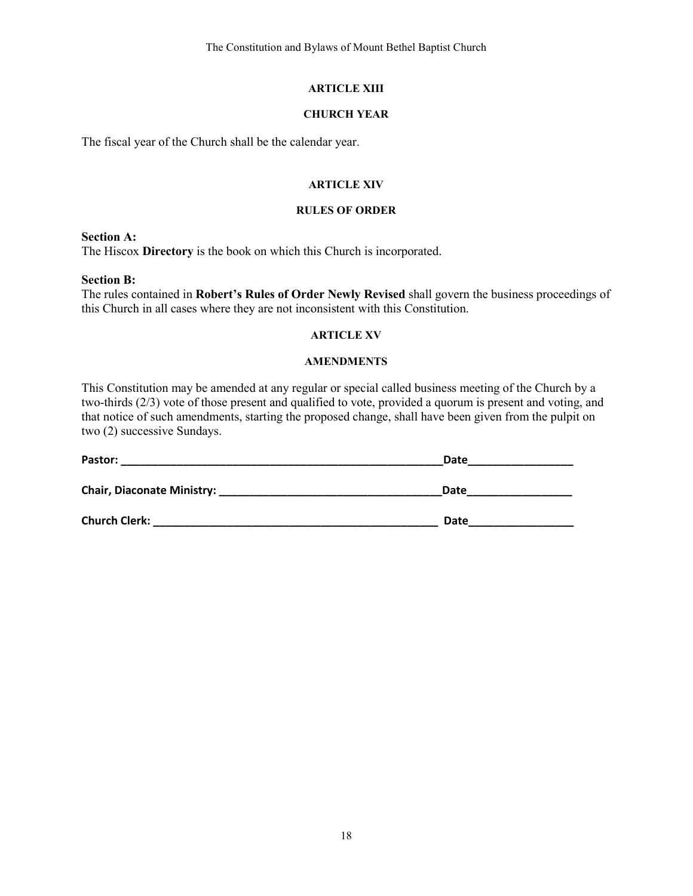## ARTICLE XIII

## CHURCH YEAR

The fiscal year of the Church shall be the calendar year.

## ARTICLE XIV

## RULES OF ORDER

**Section A:**
The Hiscox **Directory** is the book on which this Church is incorporated.

**Section B:**
The rules contained in **Robert's Rules of Order Newly Revised** shall govern the business proceedings of this Church in all cases where they are not inconsistent with this Constitution.

## ARTICLE XV

## AMENDMENTS

This Constitution may be amended at any regular or special called business meeting of the Church by a two-thirds (2/3) vote of those present and qualified to vote, provided a quorum is present and voting, and that notice of such amendments, starting the proposed change, shall have been given from the pulpit on two (2) successive Sundays.

**Pastor: ______________________________________________________Date_________________**

**Chair, Diaconate Ministry: ____________________________________Date_________________**

**Church Clerk: _______________________________________________ Date_________________**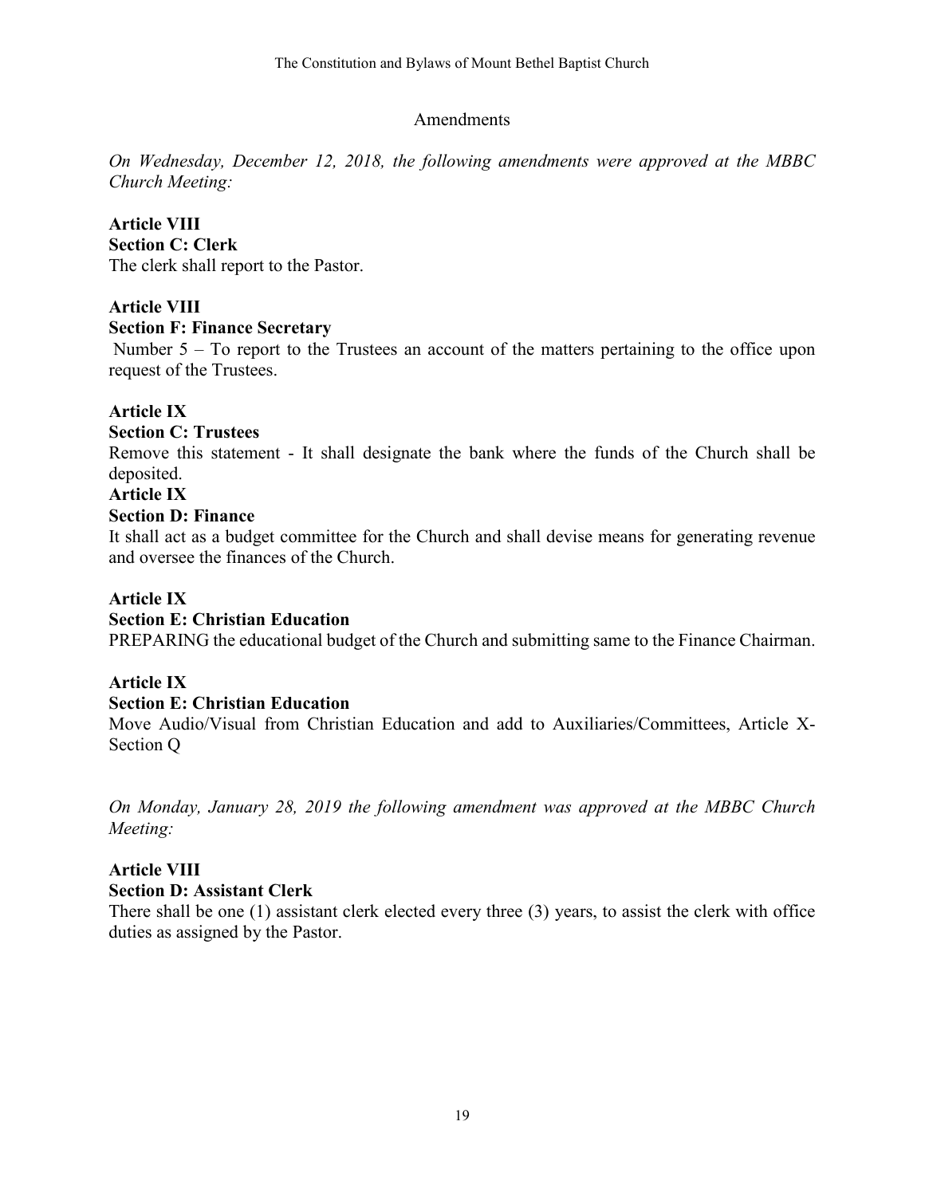# Amendments

*On Wednesday, December 12, 2018, the following amendments were approved at the MBBC Church Meeting:*

**Article VIII**
**Section C: Clerk**
The clerk shall report to the Pastor.

**Article VIII**
**Section F: Finance Secretary**
Number 5 – To report to the Trustees an account of the matters pertaining to the office upon request of the Trustees.

**Article IX**
**Section C: Trustees**
Remove this statement - It shall designate the bank where the funds of the Church shall be deposited.

**Article IX**
**Section D: Finance**
It shall act as a budget committee for the Church and shall devise means for generating revenue and oversee the finances of the Church.

**Article IX**
**Section E: Christian Education**
PREPARING the educational budget of the Church and submitting same to the Finance Chairman.

**Article IX**
**Section E: Christian Education**
Move Audio/Visual from Christian Education and add to Auxiliaries/Committees, Article X-Section Q

*On Monday, January 28, 2019 the following amendment was approved at the MBBC Church Meeting:*

**Article VIII**
**Section D: Assistant Clerk**
There shall be one (1) assistant clerk elected every three (3) years, to assist the clerk with office duties as assigned by the Pastor.